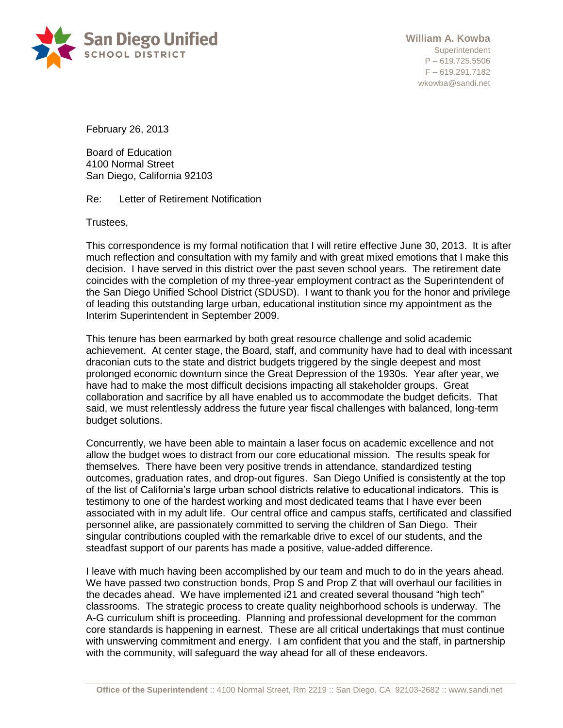**San Diego Unified**
SCHOOL DISTRICT

**William A. Kowba**
Superintendent
P – 619.725.5506
F – 619.291.7182
wkowba@sandi.net

February 26, 2013

Board of Education
4100 Normal Street
San Diego, California 92103

Re: Letter of Retirement Notification

Trustees,

This correspondence is my formal notification that I will retire effective June 30, 2013. It is after much reflection and consultation with my family and with great mixed emotions that I make this decision. I have served in this district over the past seven school years. The retirement date coincides with the completion of my three-year employment contract as the Superintendent of the San Diego Unified School District (SDUSD). I want to thank you for the honor and privilege of leading this outstanding large urban, educational institution since my appointment as the Interim Superintendent in September 2009.

This tenure has been earmarked by both great resource challenge and solid academic achievement. At center stage, the Board, staff, and community have had to deal with incessant draconian cuts to the state and district budgets triggered by the single deepest and most prolonged economic downturn since the Great Depression of the 1930s. Year after year, we have had to make the most difficult decisions impacting all stakeholder groups. Great collaboration and sacrifice by all have enabled us to accommodate the budget deficits. That said, we must relentlessly address the future year fiscal challenges with balanced, long-term budget solutions.

Concurrently, we have been able to maintain a laser focus on academic excellence and not allow the budget woes to distract from our core educational mission. The results speak for themselves. There have been very positive trends in attendance, standardized testing outcomes, graduation rates, and drop-out figures. San Diego Unified is consistently at the top of the list of California's large urban school districts relative to educational indicators. This is testimony to one of the hardest working and most dedicated teams that I have ever been associated with in my adult life. Our central office and campus staffs, certificated and classified personnel alike, are passionately committed to serving the children of San Diego. Their singular contributions coupled with the remarkable drive to excel of our students, and the steadfast support of our parents has made a positive, value-added difference.

I leave with much having been accomplished by our team and much to do in the years ahead. We have passed two construction bonds, Prop S and Prop Z that will overhaul our facilities in the decades ahead. We have implemented i21 and created several thousand "high tech" classrooms. The strategic process to create quality neighborhood schools is underway. The A-G curriculum shift is proceeding. Planning and professional development for the common core standards is happening in earnest. These are all critical undertakings that must continue with unswerving commitment and energy. I am confident that you and the staff, in partnership with the community, will safeguard the way ahead for all of these endeavors.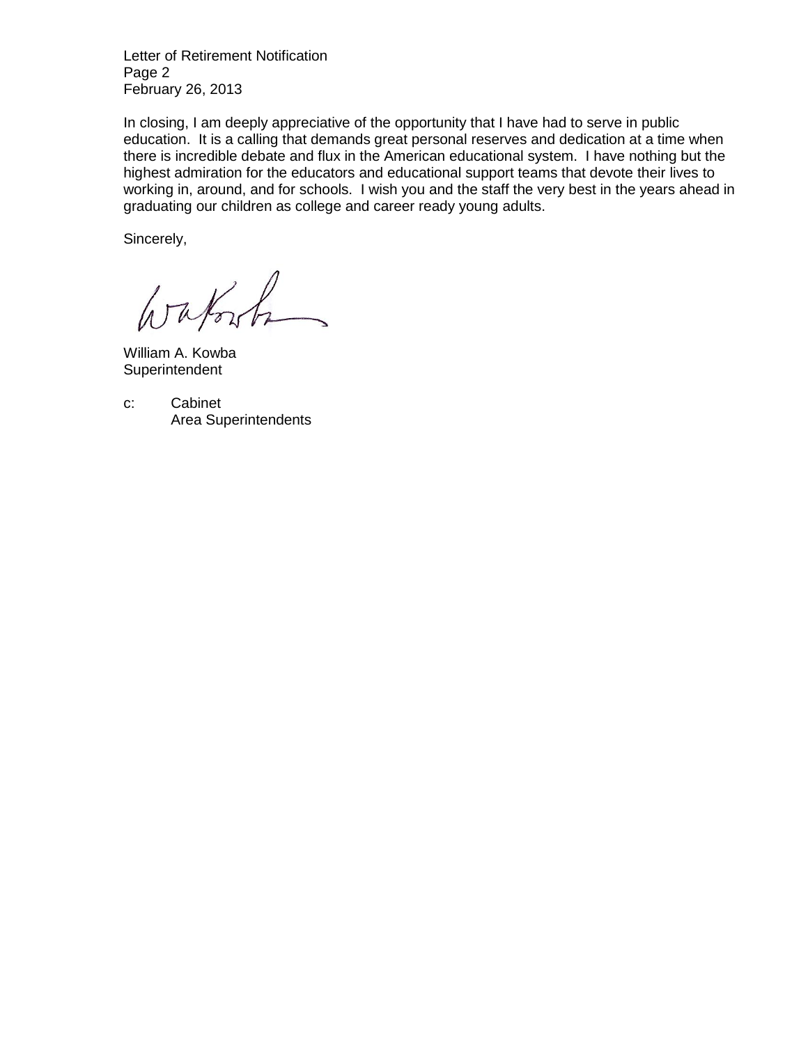In closing, I am deeply appreciative of the opportunity that I have had to serve in public education. It is a calling that demands great personal reserves and dedication at a time when there is incredible debate and flux in the American educational system. I have nothing but the highest admiration for the educators and educational support teams that devote their lives to working in, around, and for schools. I wish you and the staff the very best in the years ahead in graduating our children as college and career ready young adults.

Sincerely,

William A. Kowba
Superintendent

c: Cabinet
Area Superintendents